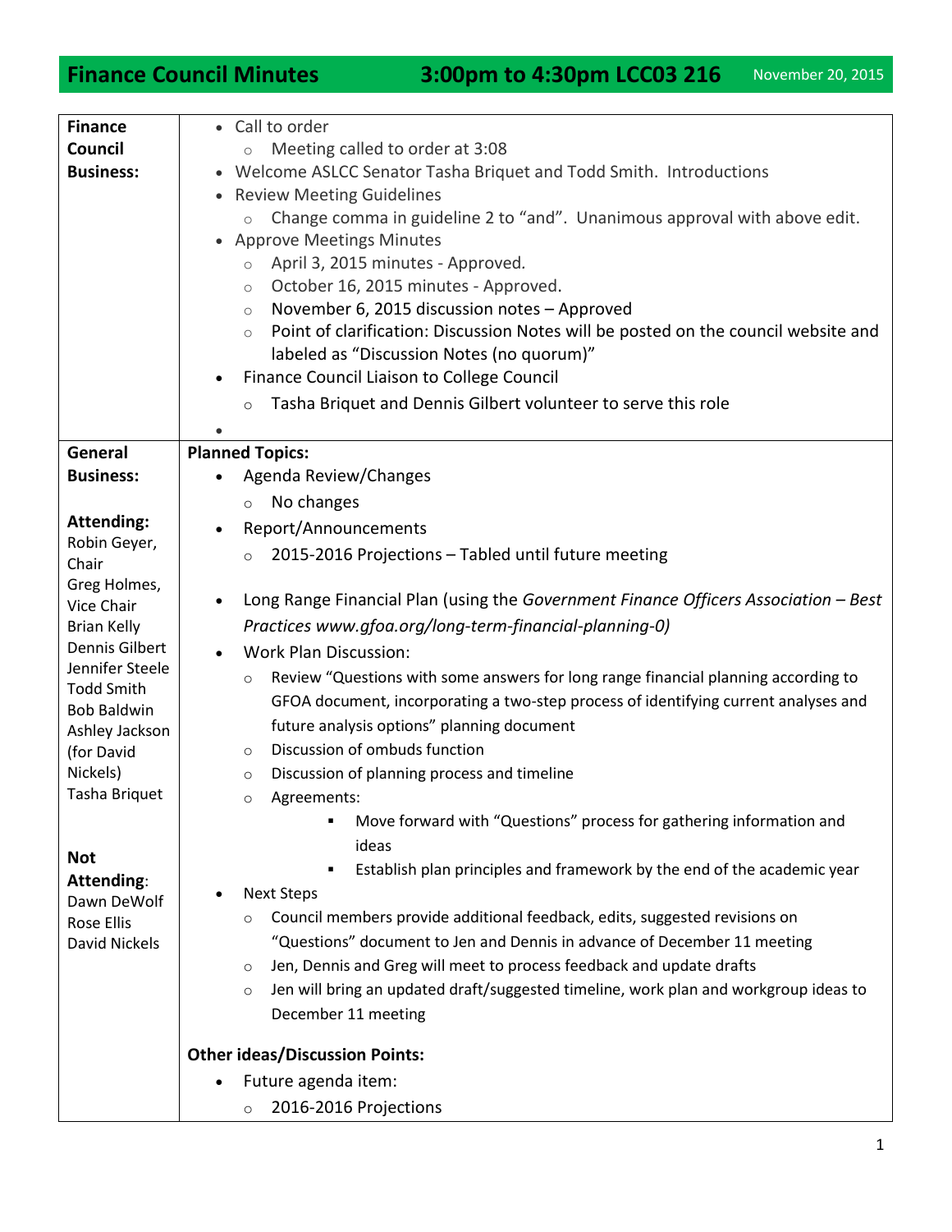# Finance Council Minutes

**3:00pm to 4:30pm LCC03 216** — November 20, 2015

## Finance Council Business:

- Call to order
  - Meeting called to order at 3:08
- Welcome ASLCC Senator Tasha Briquet and Todd Smith. Introductions
- Review Meeting Guidelines
  - Change comma in guideline 2 to "and". Unanimous approval with above edit.
- Approve Meetings Minutes
  - April 3, 2015 minutes - Approved.
  - October 16, 2015 minutes - Approved.
  - November 6, 2015 discussion notes – Approved
  - Point of clarification: Discussion Notes will be posted on the council website and labeled as "Discussion Notes (no quorum)"
- Finance Council Liaison to College Council
  - Tasha Briquet and Dennis Gilbert volunteer to serve this role

## General Business:

**Attending:**
Robin Geyer, Chair
Greg Holmes, Vice Chair
Brian Kelly
Dennis Gilbert
Jennifer Steele
Todd Smith
Bob Baldwin
Ashley Jackson (for David Nickels)
Tasha Briquet

**Not Attending:**
Dawn DeWolf
Rose Ellis
David Nickels

**Planned Topics:**

- Agenda Review/Changes
  - No changes
- Report/Announcements
  - 2015-2016 Projections – Tabled until future meeting
- Long Range Financial Plan (using the *Government Finance Officers Association – Best Practices www.gfoa.org/long-term-financial-planning-0)*
- Work Plan Discussion:
  - Review "Questions with some answers for long range financial planning according to GFOA document, incorporating a two-step process of identifying current analyses and future analysis options" planning document
  - Discussion of ombuds function
  - Discussion of planning process and timeline
  - Agreements:
    - Move forward with "Questions" process for gathering information and ideas
    - Establish plan principles and framework by the end of the academic year
- Next Steps
  - Council members provide additional feedback, edits, suggested revisions on "Questions" document to Jen and Dennis in advance of December 11 meeting
  - Jen, Dennis and Greg will meet to process feedback and update drafts
  - Jen will bring an updated draft/suggested timeline, work plan and workgroup ideas to December 11 meeting

**Other ideas/Discussion Points:**

- Future agenda item:
  - 2016-2016 Projections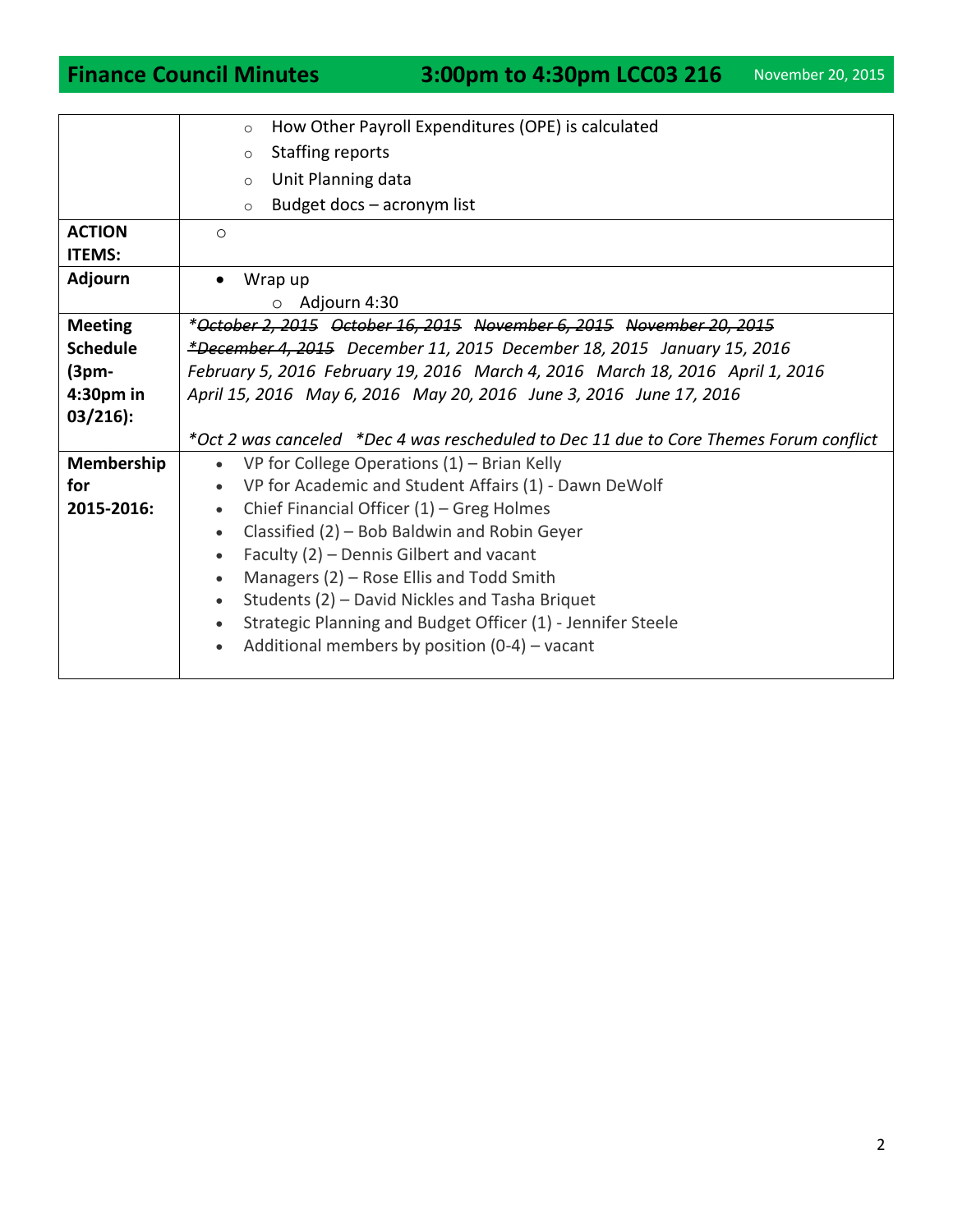| | |
|---|---|
| | ○ How Other Payroll Expenditures (OPE) is calculated<br>○ Staffing reports<br>○ Unit Planning data<br>○ Budget docs – acronym list |
| **ACTION ITEMS:** | ○ |
| **Adjourn** | • Wrap up<br>○ Adjourn 4:30 |
| **Meeting Schedule (3pm-4:30pm in 03/216):** | *\*~~October 2, 2015~~ ~~October 16, 2015~~ ~~November 6, 2015~~ ~~November 20, 2015~~ ~~\*December 4, 2015~~ December 11, 2015 December 18, 2015 January 15, 2016 February 5, 2016 February 19, 2016 March 4, 2016 March 18, 2016 April 1, 2016 April 15, 2016 May 6, 2016 May 20, 2016 June 3, 2016 June 17, 2016*<br><br>*\*Oct 2 was canceled \*Dec 4 was rescheduled to Dec 11 due to Core Themes Forum conflict* |
| **Membership for 2015-2016:** | • VP for College Operations (1) – Brian Kelly<br>• VP for Academic and Student Affairs (1) - Dawn DeWolf<br>• Chief Financial Officer (1) – Greg Holmes<br>• Classified (2) – Bob Baldwin and Robin Geyer<br>• Faculty (2) – Dennis Gilbert and vacant<br>• Managers (2) – Rose Ellis and Todd Smith<br>• Students (2) – David Nickles and Tasha Briquet<br>• Strategic Planning and Budget Officer (1) - Jennifer Steele<br>• Additional members by position (0-4) – vacant |